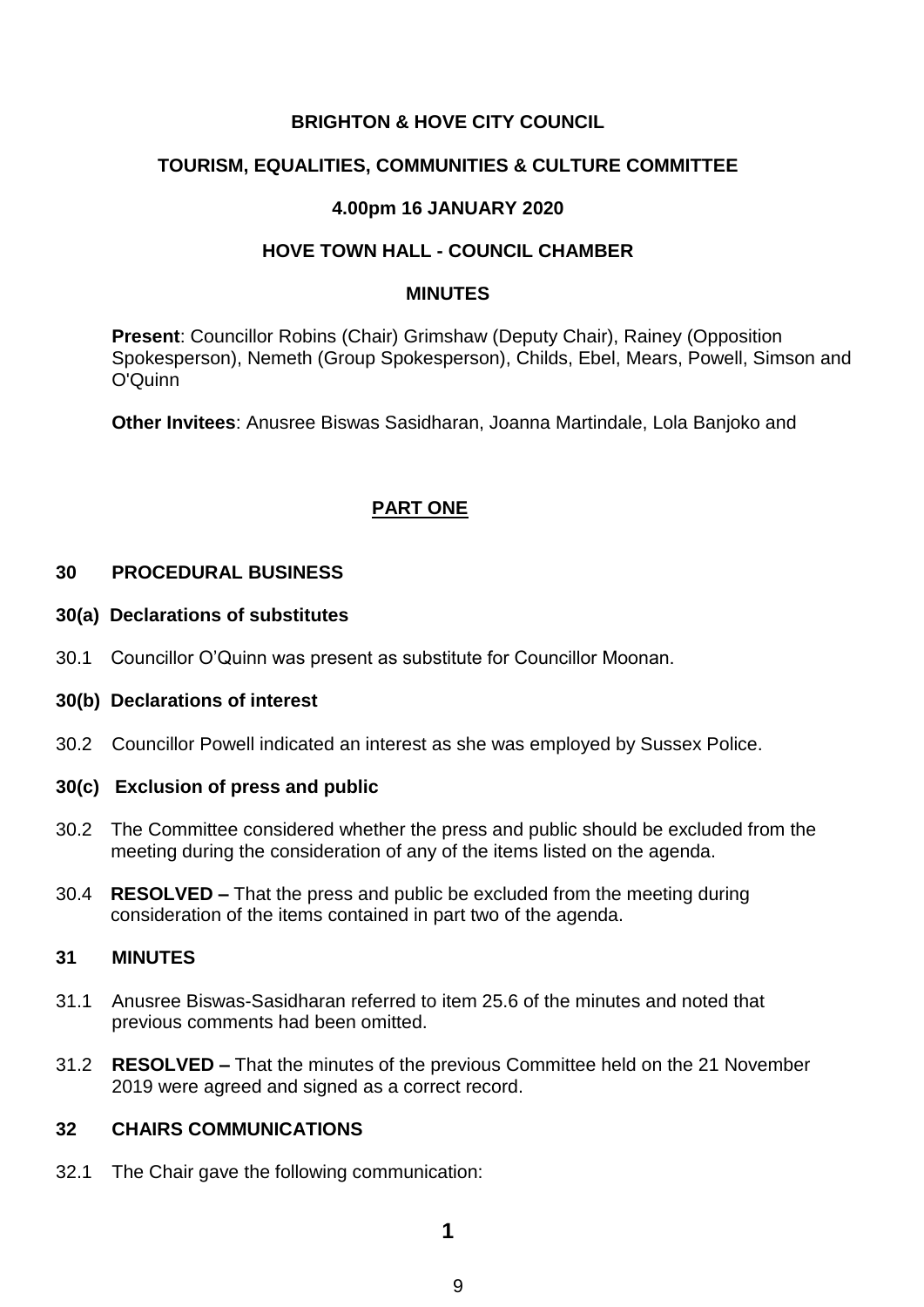**BRIGHTON & HOVE CITY COUNCIL**

**TOURISM, EQUALITIES, COMMUNITIES & CULTURE COMMITTEE**

**4.00pm 16 JANUARY 2020**

**HOVE TOWN HALL - COUNCIL CHAMBER**

**MINUTES**

**Present**: Councillor Robins (Chair) Grimshaw (Deputy Chair), Rainey (Opposition Spokesperson), Nemeth (Group Spokesperson), Childs, Ebel, Mears, Powell, Simson and O'Quinn

**Other Invitees**: Anusree Biswas Sasidharan, Joanna Martindale, Lola Banjoko and

**PART ONE**

**30 PROCEDURAL BUSINESS**

**30(a) Declarations of substitutes**

30.1 Councillor O'Quinn was present as substitute for Councillor Moonan.

**30(b) Declarations of interest**

30.2 Councillor Powell indicated an interest as she was employed by Sussex Police.

**30(c) Exclusion of press and public**

30.2 The Committee considered whether the press and public should be excluded from the meeting during the consideration of any of the items listed on the agenda.

30.4 **RESOLVED –** That the press and public be excluded from the meeting during consideration of the items contained in part two of the agenda.

**31 MINUTES**

31.1 Anusree Biswas-Sasidharan referred to item 25.6 of the minutes and noted that previous comments had been omitted.

31.2 **RESOLVED –** That the minutes of the previous Committee held on the 21 November 2019 were agreed and signed as a correct record.

**32 CHAIRS COMMUNICATIONS**

32.1 The Chair gave the following communication: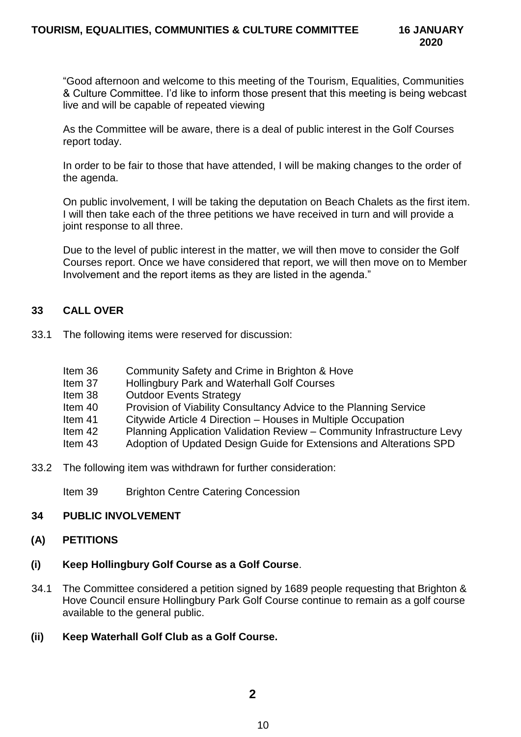"Good afternoon and welcome to this meeting of the Tourism, Equalities, Communities & Culture Committee. I'd like to inform those present that this meeting is being webcast live and will be capable of repeated viewing

As the Committee will be aware, there is a deal of public interest in the Golf Courses report today.

In order to be fair to those that have attended, I will be making changes to the order of the agenda.

On public involvement, I will be taking the deputation on Beach Chalets as the first item. I will then take each of the three petitions we have received in turn and will provide a joint response to all three.

Due to the level of public interest in the matter, we will then move to consider the Golf Courses report. Once we have considered that report, we will then move on to Member Involvement and the report items as they are listed in the agenda."

## 33 CALL OVER

33.1 The following items were reserved for discussion:

- Item 36 Community Safety and Crime in Brighton & Hove
- Item 37 Hollingbury Park and Waterhall Golf Courses
- Item 38 Outdoor Events Strategy
- Item 40 Provision of Viability Consultancy Advice to the Planning Service
- Item 41 Citywide Article 4 Direction – Houses in Multiple Occupation
- Item 42 Planning Application Validation Review – Community Infrastructure Levy
- Item 43 Adoption of Updated Design Guide for Extensions and Alterations SPD

33.2 The following item was withdrawn for further consideration:

- Item 39 Brighton Centre Catering Concession

## 34 PUBLIC INVOLVEMENT

### (A) PETITIONS

### (i) Keep Hollingbury Golf Course as a Golf Course.

34.1 The Committee considered a petition signed by 1689 people requesting that Brighton & Hove Council ensure Hollingbury Park Golf Course continue to remain as a golf course available to the general public.

### (ii) Keep Waterhall Golf Club as a Golf Course.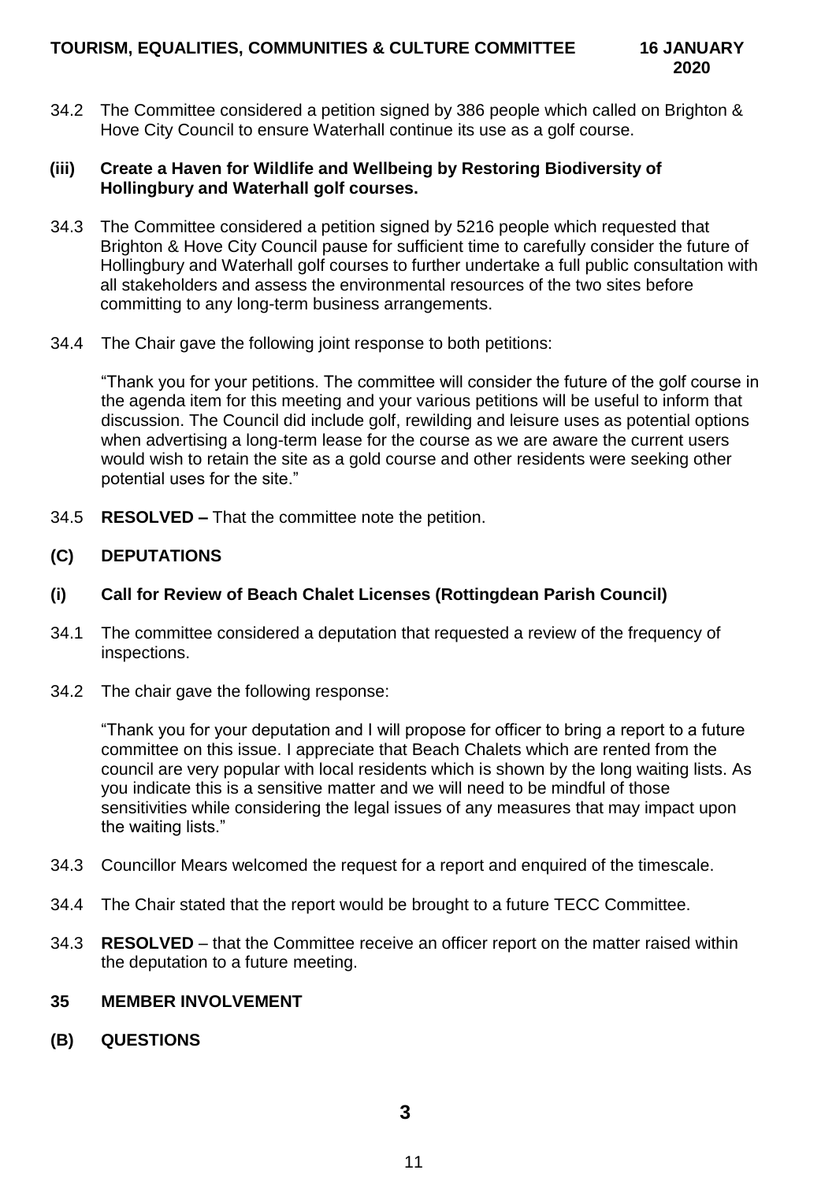34.2 The Committee considered a petition signed by 386 people which called on Brighton & Hove City Council to ensure Waterhall continue its use as a golf course.

**(iii) Create a Haven for Wildlife and Wellbeing by Restoring Biodiversity of Hollingbury and Waterhall golf courses.**

34.3 The Committee considered a petition signed by 5216 people which requested that Brighton & Hove City Council pause for sufficient time to carefully consider the future of Hollingbury and Waterhall golf courses to further undertake a full public consultation with all stakeholders and assess the environmental resources of the two sites before committing to any long-term business arrangements.

34.4 The Chair gave the following joint response to both petitions:

"Thank you for your petitions. The committee will consider the future of the golf course in the agenda item for this meeting and your various petitions will be useful to inform that discussion. The Council did include golf, rewilding and leisure uses as potential options when advertising a long-term lease for the course as we are aware the current users would wish to retain the site as a gold course and other residents were seeking other potential uses for the site."

34.5 **RESOLVED –** That the committee note the petition.

**(C) DEPUTATIONS**

**(i) Call for Review of Beach Chalet Licenses (Rottingdean Parish Council)**

34.1 The committee considered a deputation that requested a review of the frequency of inspections.

34.2 The chair gave the following response:

"Thank you for your deputation and I will propose for officer to bring a report to a future committee on this issue. I appreciate that Beach Chalets which are rented from the council are very popular with local residents which is shown by the long waiting lists. As you indicate this is a sensitive matter and we will need to be mindful of those sensitivities while considering the legal issues of any measures that may impact upon the waiting lists."

34.3 Councillor Mears welcomed the request for a report and enquired of the timescale.

34.4 The Chair stated that the report would be brought to a future TECC Committee.

34.3 **RESOLVED** – that the Committee receive an officer report on the matter raised within the deputation to a future meeting.

**35 MEMBER INVOLVEMENT**

**(B) QUESTIONS**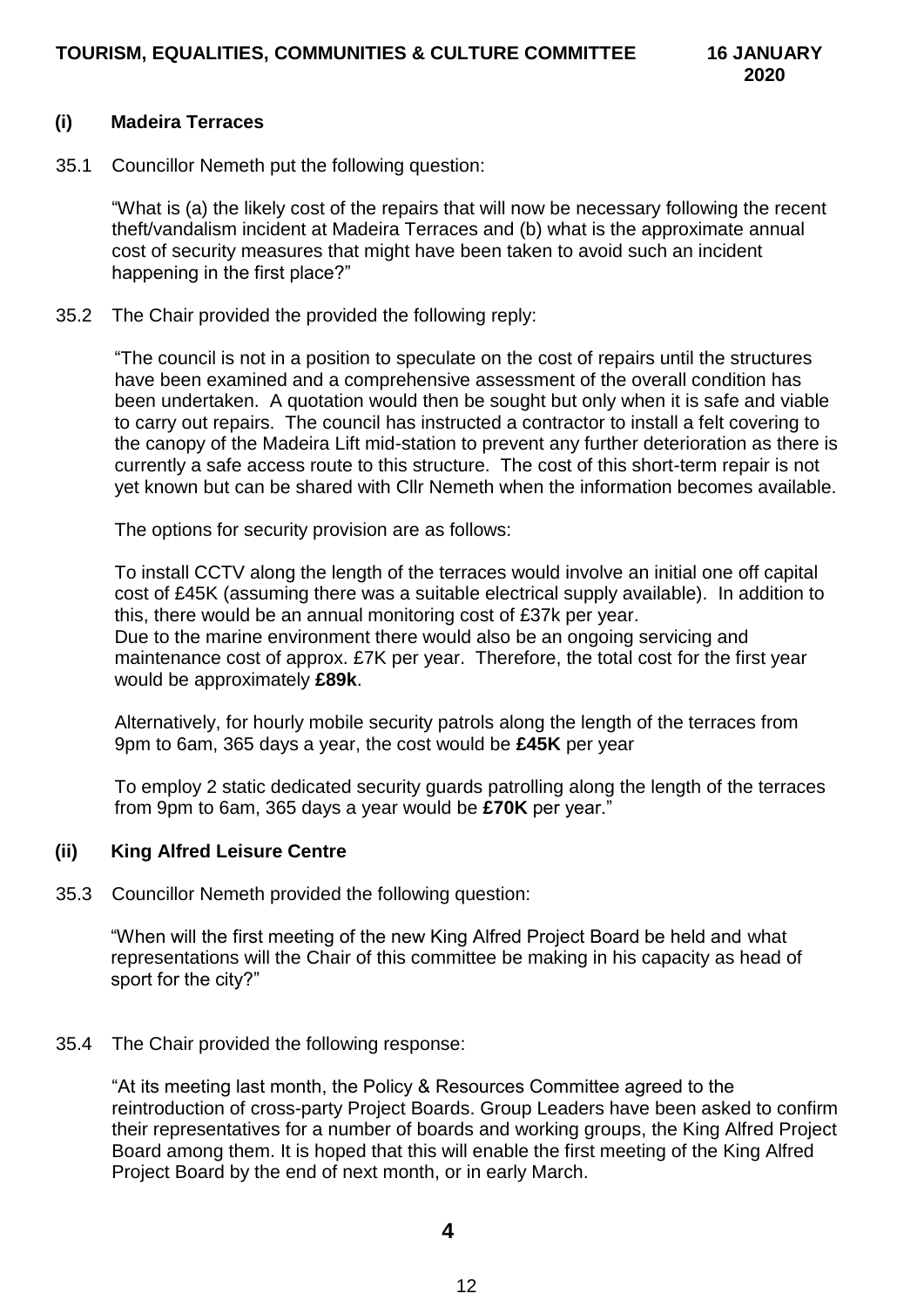### (i) Madeira Terraces

35.1 Councillor Nemeth put the following question:

"What is (a) the likely cost of the repairs that will now be necessary following the recent theft/vandalism incident at Madeira Terraces and (b) what is the approximate annual cost of security measures that might have been taken to avoid such an incident happening in the first place?"

35.2 The Chair provided the provided the following reply:

"The council is not in a position to speculate on the cost of repairs until the structures have been examined and a comprehensive assessment of the overall condition has been undertaken. A quotation would then be sought but only when it is safe and viable to carry out repairs. The council has instructed a contractor to install a felt covering to the canopy of the Madeira Lift mid-station to prevent any further deterioration as there is currently a safe access route to this structure. The cost of this short-term repair is not yet known but can be shared with Cllr Nemeth when the information becomes available.

The options for security provision are as follows:

To install CCTV along the length of the terraces would involve an initial one off capital cost of £45K (assuming there was a suitable electrical supply available). In addition to this, there would be an annual monitoring cost of £37k per year.
Due to the marine environment there would also be an ongoing servicing and maintenance cost of approx. £7K per year. Therefore, the total cost for the first year would be approximately **£89k**.

Alternatively, for hourly mobile security patrols along the length of the terraces from 9pm to 6am, 365 days a year, the cost would be **£45K** per year

To employ 2 static dedicated security guards patrolling along the length of the terraces from 9pm to 6am, 365 days a year would be **£70K** per year."

### (ii) King Alfred Leisure Centre

35.3 Councillor Nemeth provided the following question:

"When will the first meeting of the new King Alfred Project Board be held and what representations will the Chair of this committee be making in his capacity as head of sport for the city?"

35.4 The Chair provided the following response:

"At its meeting last month, the Policy & Resources Committee agreed to the reintroduction of cross-party Project Boards. Group Leaders have been asked to confirm their representatives for a number of boards and working groups, the King Alfred Project Board among them. It is hoped that this will enable the first meeting of the King Alfred Project Board by the end of next month, or in early March.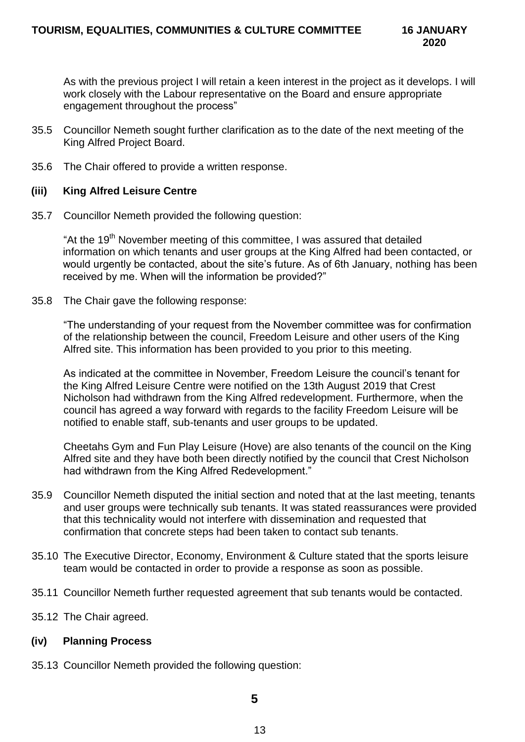As with the previous project I will retain a keen interest in the project as it develops. I will work closely with the Labour representative on the Board and ensure appropriate engagement throughout the process"

35.5 Councillor Nemeth sought further clarification as to the date of the next meeting of the King Alfred Project Board.

35.6 The Chair offered to provide a written response.

### (iii) King Alfred Leisure Centre

35.7 Councillor Nemeth provided the following question:

"At the 19th November meeting of this committee, I was assured that detailed information on which tenants and user groups at the King Alfred had been contacted, or would urgently be contacted, about the site's future. As of 6th January, nothing has been received by me. When will the information be provided?"

35.8 The Chair gave the following response:

"The understanding of your request from the November committee was for confirmation of the relationship between the council, Freedom Leisure and other users of the King Alfred site. This information has been provided to you prior to this meeting.

As indicated at the committee in November, Freedom Leisure the council's tenant for the King Alfred Leisure Centre were notified on the 13th August 2019 that Crest Nicholson had withdrawn from the King Alfred redevelopment. Furthermore, when the council has agreed a way forward with regards to the facility Freedom Leisure will be notified to enable staff, sub-tenants and user groups to be updated.

Cheetahs Gym and Fun Play Leisure (Hove) are also tenants of the council on the King Alfred site and they have both been directly notified by the council that Crest Nicholson had withdrawn from the King Alfred Redevelopment."

35.9 Councillor Nemeth disputed the initial section and noted that at the last meeting, tenants and user groups were technically sub tenants. It was stated reassurances were provided that this technicality would not interfere with dissemination and requested that confirmation that concrete steps had been taken to contact sub tenants.

35.10 The Executive Director, Economy, Environment & Culture stated that the sports leisure team would be contacted in order to provide a response as soon as possible.

35.11 Councillor Nemeth further requested agreement that sub tenants would be contacted.

35.12 The Chair agreed.

### (iv) Planning Process

35.13 Councillor Nemeth provided the following question: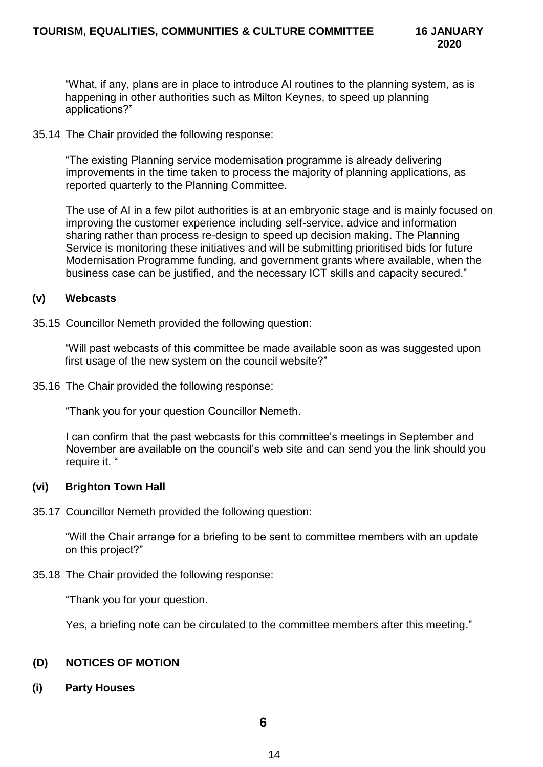"What, if any, plans are in place to introduce AI routines to the planning system, as is happening in other authorities such as Milton Keynes, to speed up planning applications?"

35.14 The Chair provided the following response:

"The existing Planning service modernisation programme is already delivering improvements in the time taken to process the majority of planning applications, as reported quarterly to the Planning Committee.

The use of AI in a few pilot authorities is at an embryonic stage and is mainly focused on improving the customer experience including self-service, advice and information sharing rather than process re-design to speed up decision making. The Planning Service is monitoring these initiatives and will be submitting prioritised bids for future Modernisation Programme funding, and government grants where available, when the business case can be justified, and the necessary ICT skills and capacity secured."

### (v) Webcasts

35.15 Councillor Nemeth provided the following question:

"Will past webcasts of this committee be made available soon as was suggested upon first usage of the new system on the council website?"

35.16 The Chair provided the following response:

"Thank you for your question Councillor Nemeth.

I can confirm that the past webcasts for this committee's meetings in September and November are available on the council's web site and can send you the link should you require it. "

### (vi) Brighton Town Hall

35.17 Councillor Nemeth provided the following question:

"Will the Chair arrange for a briefing to be sent to committee members with an update on this project?"

35.18 The Chair provided the following response:

"Thank you for your question.

Yes, a briefing note can be circulated to the committee members after this meeting."

## (D) NOTICES OF MOTION

### (i) Party Houses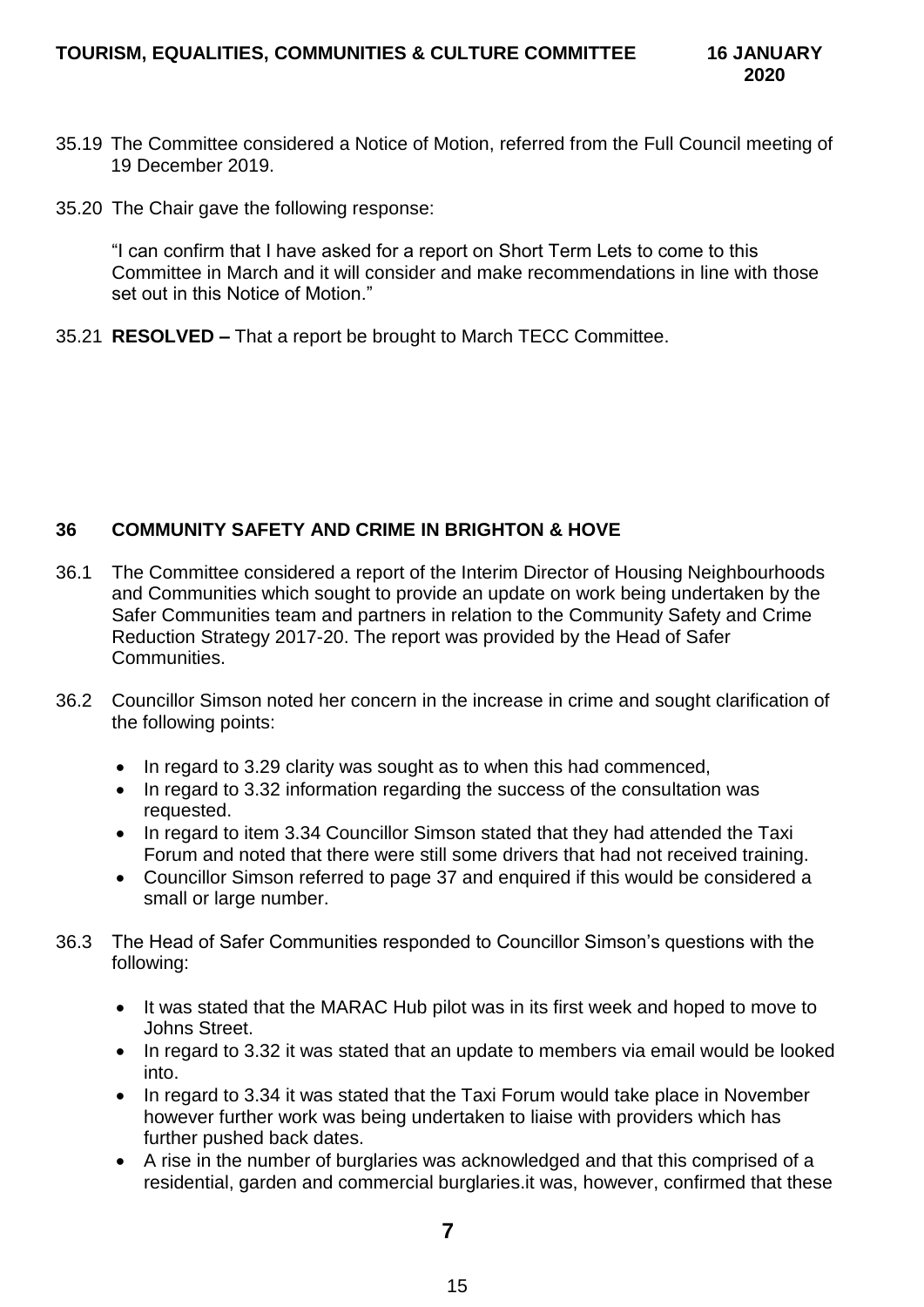35.19 The Committee considered a Notice of Motion, referred from the Full Council meeting of 19 December 2019.

35.20 The Chair gave the following response:

"I can confirm that I have asked for a report on Short Term Lets to come to this Committee in March and it will consider and make recommendations in line with those set out in this Notice of Motion."

35.21 **RESOLVED –** That a report be brought to March TECC Committee.

## 36 COMMUNITY SAFETY AND CRIME IN BRIGHTON & HOVE

36.1 The Committee considered a report of the Interim Director of Housing Neighbourhoods and Communities which sought to provide an update on work being undertaken by the Safer Communities team and partners in relation to the Community Safety and Crime Reduction Strategy 2017-20. The report was provided by the Head of Safer Communities.

36.2 Councillor Simson noted her concern in the increase in crime and sought clarification of the following points:

- In regard to 3.29 clarity was sought as to when this had commenced,
- In regard to 3.32 information regarding the success of the consultation was requested.
- In regard to item 3.34 Councillor Simson stated that they had attended the Taxi Forum and noted that there were still some drivers that had not received training.
- Councillor Simson referred to page 37 and enquired if this would be considered a small or large number.

36.3 The Head of Safer Communities responded to Councillor Simson's questions with the following:

- It was stated that the MARAC Hub pilot was in its first week and hoped to move to Johns Street.
- In regard to 3.32 it was stated that an update to members via email would be looked into.
- In regard to 3.34 it was stated that the Taxi Forum would take place in November however further work was being undertaken to liaise with providers which has further pushed back dates.
- A rise in the number of burglaries was acknowledged and that this comprised of a residential, garden and commercial burglaries.it was, however, confirmed that these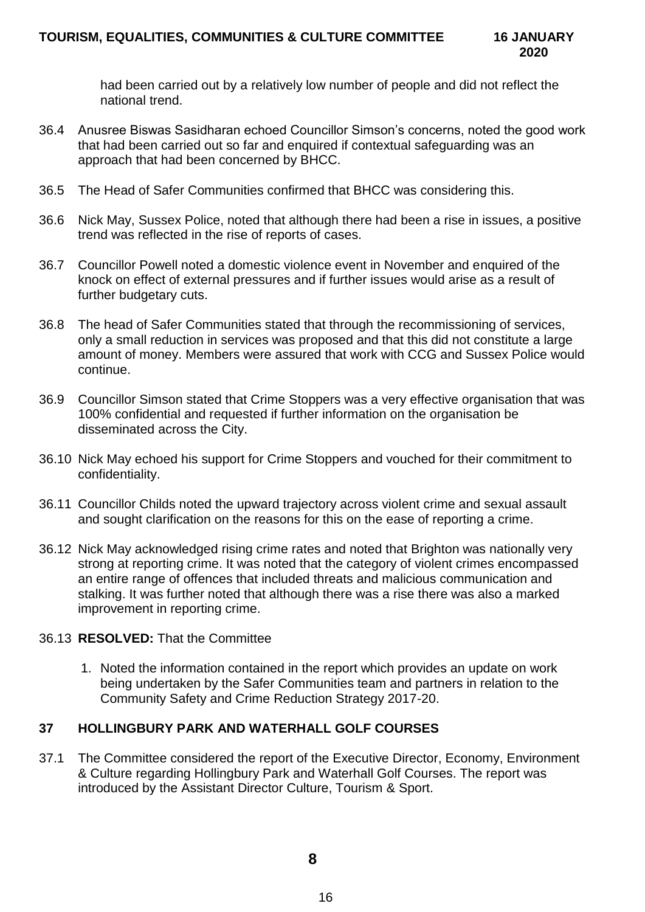had been carried out by a relatively low number of people and did not reflect the national trend.

36.4 Anusree Biswas Sasidharan echoed Councillor Simson's concerns, noted the good work that had been carried out so far and enquired if contextual safeguarding was an approach that had been concerned by BHCC.

36.5 The Head of Safer Communities confirmed that BHCC was considering this.

36.6 Nick May, Sussex Police, noted that although there had been a rise in issues, a positive trend was reflected in the rise of reports of cases.

36.7 Councillor Powell noted a domestic violence event in November and enquired of the knock on effect of external pressures and if further issues would arise as a result of further budgetary cuts.

36.8 The head of Safer Communities stated that through the recommissioning of services, only a small reduction in services was proposed and that this did not constitute a large amount of money. Members were assured that work with CCG and Sussex Police would continue.

36.9 Councillor Simson stated that Crime Stoppers was a very effective organisation that was 100% confidential and requested if further information on the organisation be disseminated across the City.

36.10 Nick May echoed his support for Crime Stoppers and vouched for their commitment to confidentiality.

36.11 Councillor Childs noted the upward trajectory across violent crime and sexual assault and sought clarification on the reasons for this on the ease of reporting a crime.

36.12 Nick May acknowledged rising crime rates and noted that Brighton was nationally very strong at reporting crime. It was noted that the category of violent crimes encompassed an entire range of offences that included threats and malicious communication and stalking. It was further noted that although there was a rise there was also a marked improvement in reporting crime.

36.13 **RESOLVED:** That the Committee

1. Noted the information contained in the report which provides an update on work being undertaken by the Safer Communities team and partners in relation to the Community Safety and Crime Reduction Strategy 2017-20.

## 37 HOLLINGBURY PARK AND WATERHALL GOLF COURSES

37.1 The Committee considered the report of the Executive Director, Economy, Environment & Culture regarding Hollingbury Park and Waterhall Golf Courses. The report was introduced by the Assistant Director Culture, Tourism & Sport.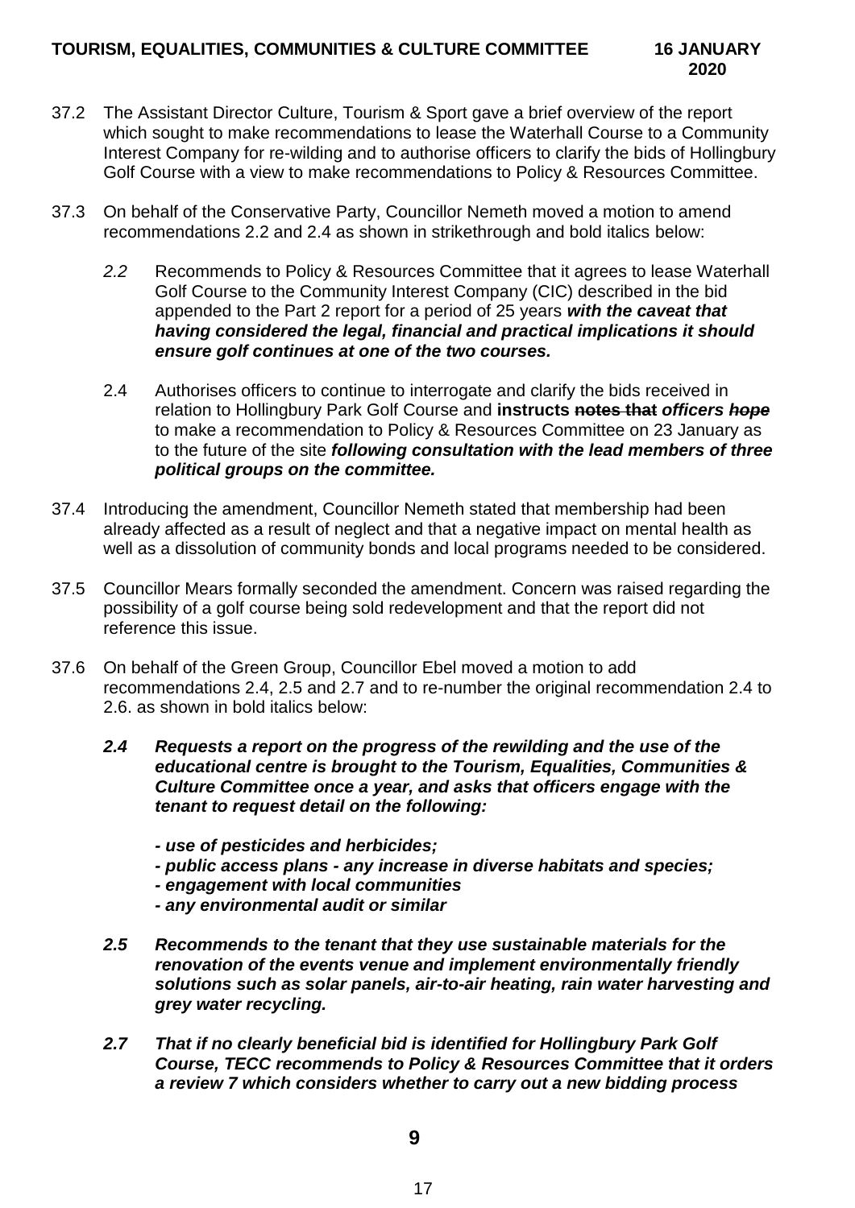37.2 The Assistant Director Culture, Tourism & Sport gave a brief overview of the report which sought to make recommendations to lease the Waterhall Course to a Community Interest Company for re-wilding and to authorise officers to clarify the bids of Hollingbury Golf Course with a view to make recommendations to Policy & Resources Committee.

37.3 On behalf of the Conservative Party, Councillor Nemeth moved a motion to amend recommendations 2.2 and 2.4 as shown in strikethrough and bold italics below:

> *2.2* Recommends to Policy & Resources Committee that it agrees to lease Waterhall Golf Course to the Community Interest Company (CIC) described in the bid appended to the Part 2 report for a period of 25 years ***with the caveat that having considered the legal, financial and practical implications it should ensure golf continues at one of the two courses.***
>
> 2.4 Authorises officers to continue to interrogate and clarify the bids received in relation to Hollingbury Park Golf Course and **instructs** ~~**notes that**~~ ***officers*** ~~***hope***~~ to make a recommendation to Policy & Resources Committee on 23 January as to the future of the site ***following consultation with the lead members of three political groups on the committee.***

37.4 Introducing the amendment, Councillor Nemeth stated that membership had been already affected as a result of neglect and that a negative impact on mental health as well as a dissolution of community bonds and local programs needed to be considered.

37.5 Councillor Mears formally seconded the amendment. Concern was raised regarding the possibility of a golf course being sold redevelopment and that the report did not reference this issue.

37.6 On behalf of the Green Group, Councillor Ebel moved a motion to add recommendations 2.4, 2.5 and 2.7 and to re-number the original recommendation 2.4 to 2.6. as shown in bold italics below:

> ***2.4 Requests a report on the progress of the rewilding and the use of the educational centre is brought to the Tourism, Equalities, Communities & Culture Committee once a year, and asks that officers engage with the tenant to request detail on the following:***
>
> ***- use of pesticides and herbicides;***
> ***- public access plans - any increase in diverse habitats and species;***
> ***- engagement with local communities***
> ***- any environmental audit or similar***
>
> ***2.5 Recommends to the tenant that they use sustainable materials for the renovation of the events venue and implement environmentally friendly solutions such as solar panels, air-to-air heating, rain water harvesting and grey water recycling.***
>
> ***2.7 That if no clearly beneficial bid is identified for Hollingbury Park Golf Course, TECC recommends to Policy & Resources Committee that it orders a review 7 which considers whether to carry out a new bidding process***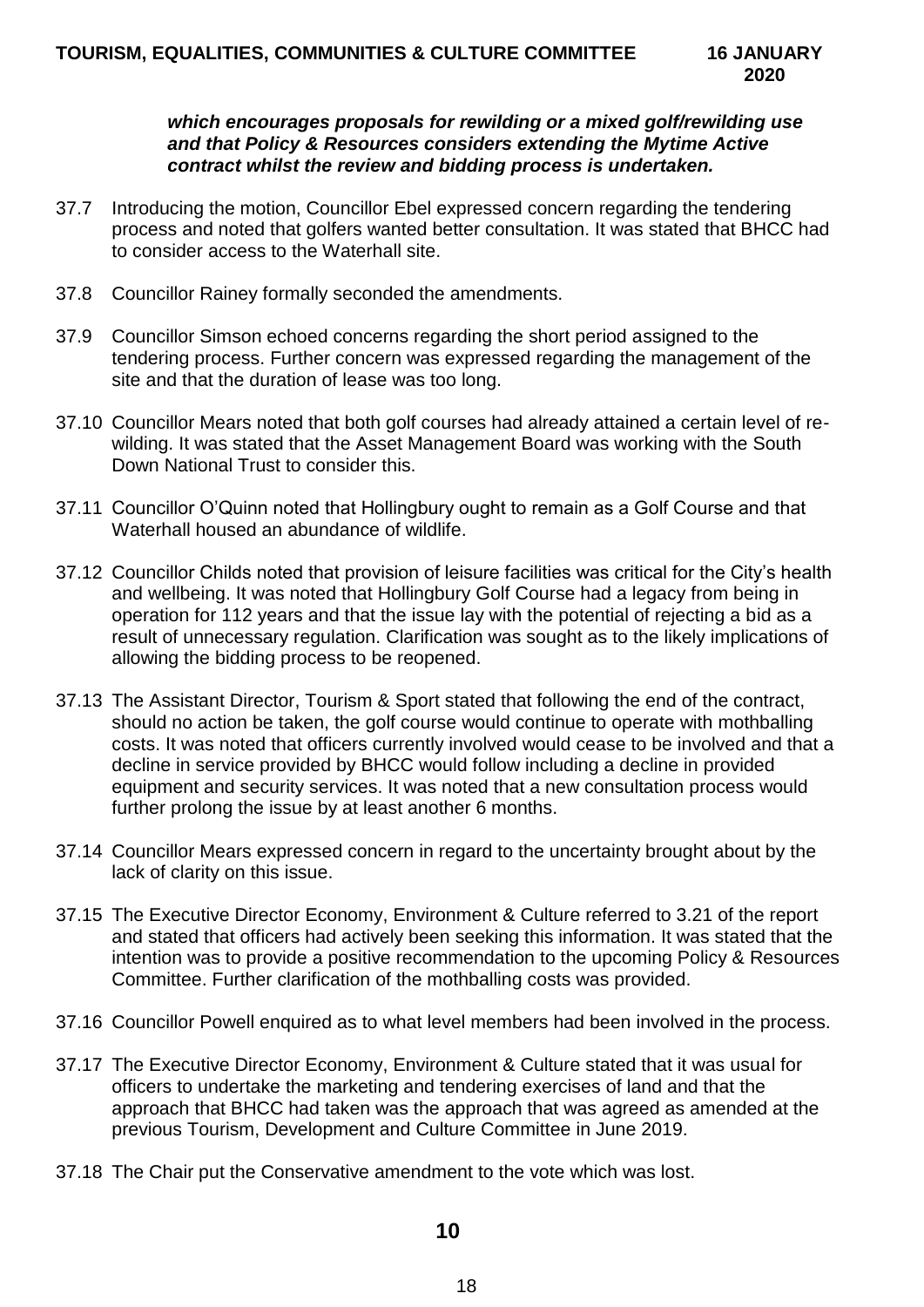***which encourages proposals for rewilding or a mixed golf/rewilding use and that Policy & Resources considers extending the Mytime Active contract whilst the review and bidding process is undertaken.***

37.7 Introducing the motion, Councillor Ebel expressed concern regarding the tendering process and noted that golfers wanted better consultation. It was stated that BHCC had to consider access to the Waterhall site.

37.8 Councillor Rainey formally seconded the amendments.

37.9 Councillor Simson echoed concerns regarding the short period assigned to the tendering process. Further concern was expressed regarding the management of the site and that the duration of lease was too long.

37.10 Councillor Mears noted that both golf courses had already attained a certain level of re-wilding. It was stated that the Asset Management Board was working with the South Down National Trust to consider this.

37.11 Councillor O'Quinn noted that Hollingbury ought to remain as a Golf Course and that Waterhall housed an abundance of wildlife.

37.12 Councillor Childs noted that provision of leisure facilities was critical for the City's health and wellbeing. It was noted that Hollingbury Golf Course had a legacy from being in operation for 112 years and that the issue lay with the potential of rejecting a bid as a result of unnecessary regulation. Clarification was sought as to the likely implications of allowing the bidding process to be reopened.

37.13 The Assistant Director, Tourism & Sport stated that following the end of the contract, should no action be taken, the golf course would continue to operate with mothballing costs. It was noted that officers currently involved would cease to be involved and that a decline in service provided by BHCC would follow including a decline in provided equipment and security services. It was noted that a new consultation process would further prolong the issue by at least another 6 months.

37.14 Councillor Mears expressed concern in regard to the uncertainty brought about by the lack of clarity on this issue.

37.15 The Executive Director Economy, Environment & Culture referred to 3.21 of the report and stated that officers had actively been seeking this information. It was stated that the intention was to provide a positive recommendation to the upcoming Policy & Resources Committee. Further clarification of the mothballing costs was provided.

37.16 Councillor Powell enquired as to what level members had been involved in the process.

37.17 The Executive Director Economy, Environment & Culture stated that it was usual for officers to undertake the marketing and tendering exercises of land and that the approach that BHCC had taken was the approach that was agreed as amended at the previous Tourism, Development and Culture Committee in June 2019.

37.18 The Chair put the Conservative amendment to the vote which was lost.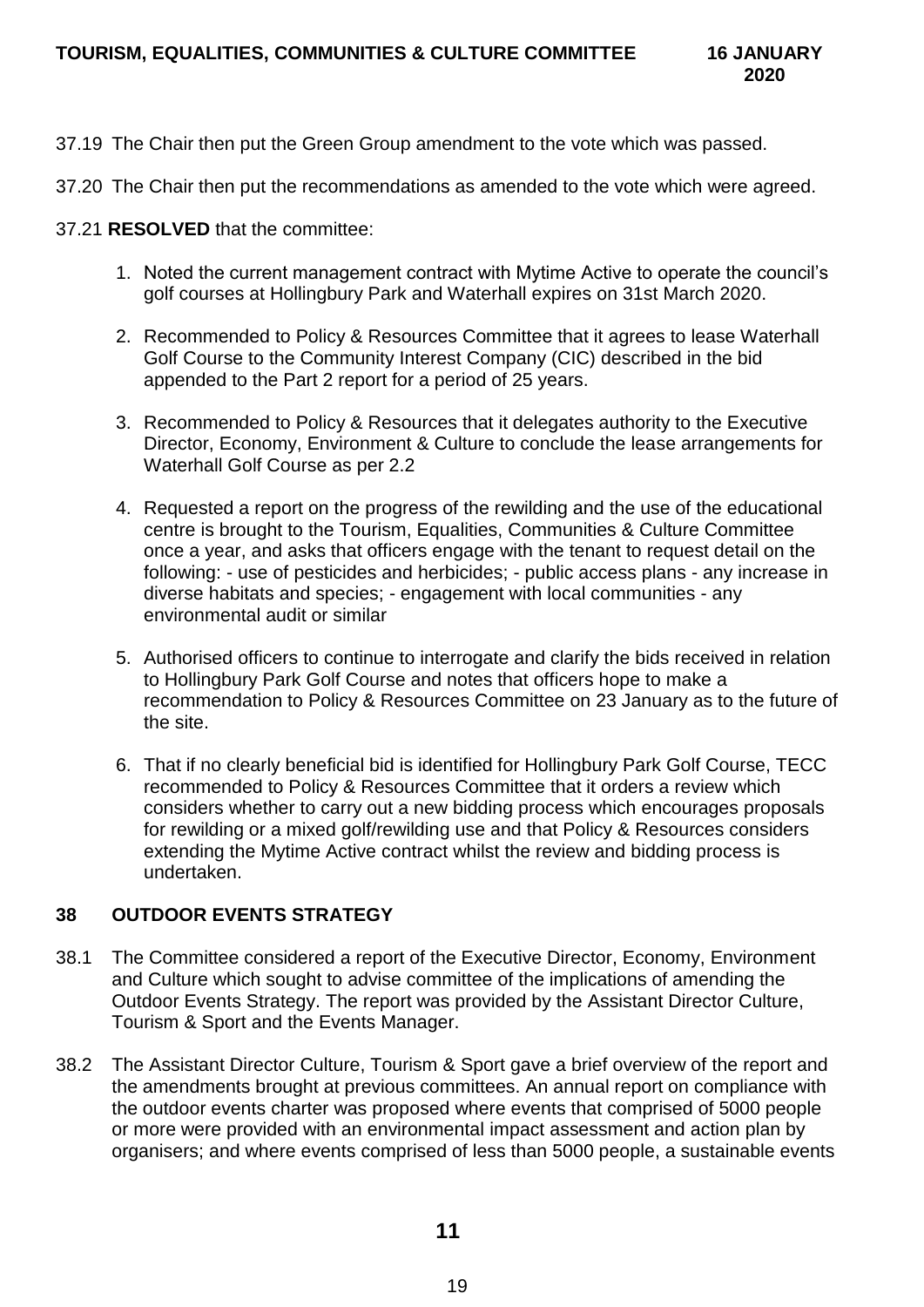37.19 The Chair then put the Green Group amendment to the vote which was passed.

37.20 The Chair then put the recommendations as amended to the vote which were agreed.

37.21 **RESOLVED** that the committee:

1. Noted the current management contract with Mytime Active to operate the council's golf courses at Hollingbury Park and Waterhall expires on 31st March 2020.

2. Recommended to Policy & Resources Committee that it agrees to lease Waterhall Golf Course to the Community Interest Company (CIC) described in the bid appended to the Part 2 report for a period of 25 years.

3. Recommended to Policy & Resources that it delegates authority to the Executive Director, Economy, Environment & Culture to conclude the lease arrangements for Waterhall Golf Course as per 2.2

4. Requested a report on the progress of the rewilding and the use of the educational centre is brought to the Tourism, Equalities, Communities & Culture Committee once a year, and asks that officers engage with the tenant to request detail on the following: - use of pesticides and herbicides; - public access plans - any increase in diverse habitats and species; - engagement with local communities - any environmental audit or similar

5. Authorised officers to continue to interrogate and clarify the bids received in relation to Hollingbury Park Golf Course and notes that officers hope to make a recommendation to Policy & Resources Committee on 23 January as to the future of the site.

6. That if no clearly beneficial bid is identified for Hollingbury Park Golf Course, TECC recommended to Policy & Resources Committee that it orders a review which considers whether to carry out a new bidding process which encourages proposals for rewilding or a mixed golf/rewilding use and that Policy & Resources considers extending the Mytime Active contract whilst the review and bidding process is undertaken.

## 38 OUTDOOR EVENTS STRATEGY

38.1 The Committee considered a report of the Executive Director, Economy, Environment and Culture which sought to advise committee of the implications of amending the Outdoor Events Strategy. The report was provided by the Assistant Director Culture, Tourism & Sport and the Events Manager.

38.2 The Assistant Director Culture, Tourism & Sport gave a brief overview of the report and the amendments brought at previous committees. An annual report on compliance with the outdoor events charter was proposed where events that comprised of 5000 people or more were provided with an environmental impact assessment and action plan by organisers; and where events comprised of less than 5000 people, a sustainable events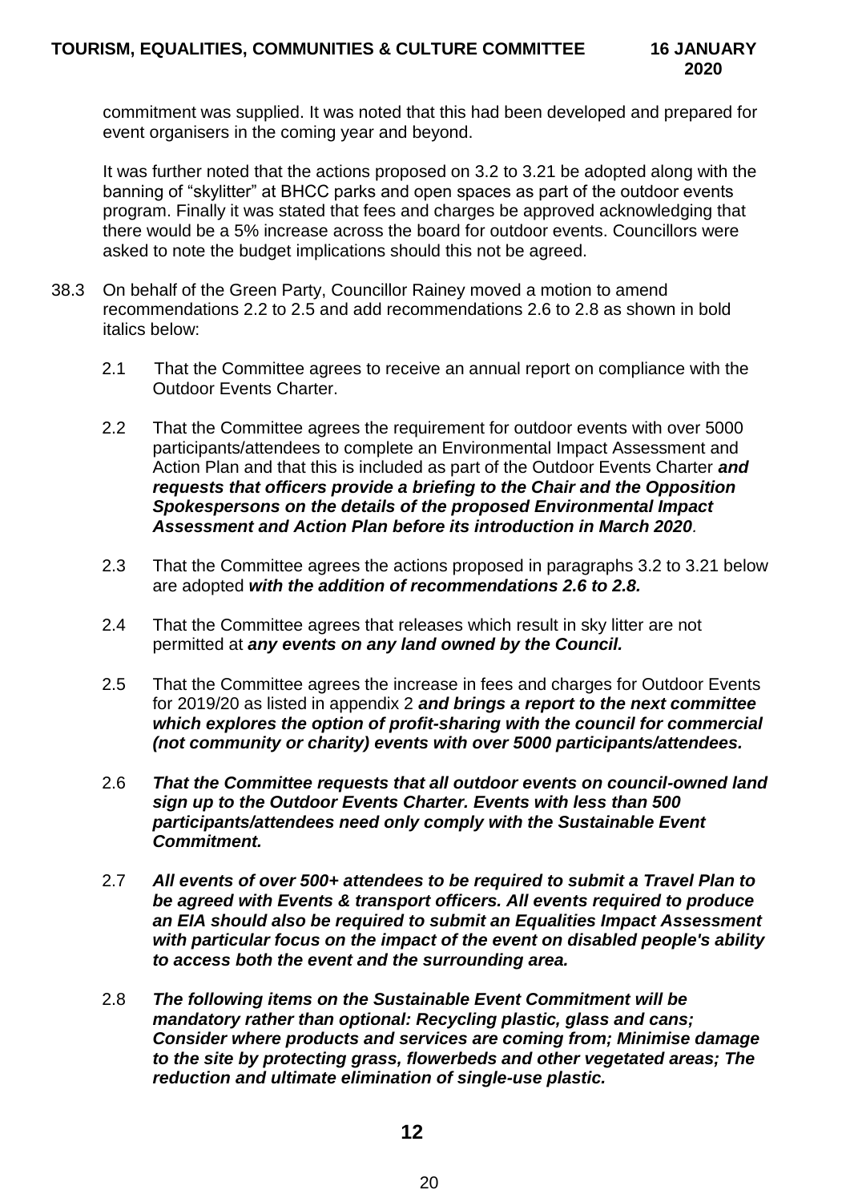commitment was supplied. It was noted that this had been developed and prepared for event organisers in the coming year and beyond.

It was further noted that the actions proposed on 3.2 to 3.21 be adopted along with the banning of "skylitter" at BHCC parks and open spaces as part of the outdoor events program. Finally it was stated that fees and charges be approved acknowledging that there would be a 5% increase across the board for outdoor events. Councillors were asked to note the budget implications should this not be agreed.

38.3 On behalf of the Green Party, Councillor Rainey moved a motion to amend recommendations 2.2 to 2.5 and add recommendations 2.6 to 2.8 as shown in bold italics below:

2.1 That the Committee agrees to receive an annual report on compliance with the Outdoor Events Charter.

2.2 That the Committee agrees the requirement for outdoor events with over 5000 participants/attendees to complete an Environmental Impact Assessment and Action Plan and that this is included as part of the Outdoor Events Charter ***and requests that officers provide a briefing to the Chair and the Opposition Spokespersons on the details of the proposed Environmental Impact Assessment and Action Plan before its introduction in March 2020***.

2.3 That the Committee agrees the actions proposed in paragraphs 3.2 to 3.21 below are adopted ***with the addition of recommendations 2.6 to 2.8.***

2.4 That the Committee agrees that releases which result in sky litter are not permitted at ***any events on any land owned by the Council.***

2.5 That the Committee agrees the increase in fees and charges for Outdoor Events for 2019/20 as listed in appendix 2 ***and brings a report to the next committee which explores the option of profit-sharing with the council for commercial (not community or charity) events with over 5000 participants/attendees.***

2.6 ***That the Committee requests that all outdoor events on council-owned land sign up to the Outdoor Events Charter. Events with less than 500 participants/attendees need only comply with the Sustainable Event Commitment.***

2.7 ***All events of over 500+ attendees to be required to submit a Travel Plan to be agreed with Events & transport officers. All events required to produce an EIA should also be required to submit an Equalities Impact Assessment with particular focus on the impact of the event on disabled people's ability to access both the event and the surrounding area.***

2.8 ***The following items on the Sustainable Event Commitment will be mandatory rather than optional: Recycling plastic, glass and cans; Consider where products and services are coming from; Minimise damage to the site by protecting grass, flowerbeds and other vegetated areas; The reduction and ultimate elimination of single-use plastic.***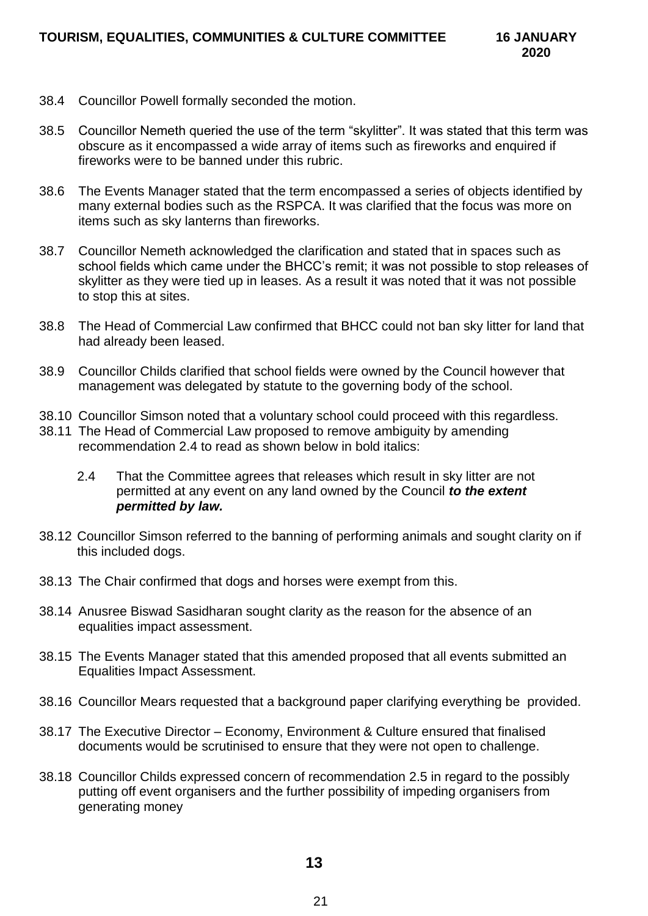38.4 Councillor Powell formally seconded the motion.

38.5 Councillor Nemeth queried the use of the term "skylitter". It was stated that this term was obscure as it encompassed a wide array of items such as fireworks and enquired if fireworks were to be banned under this rubric.

38.6 The Events Manager stated that the term encompassed a series of objects identified by many external bodies such as the RSPCA. It was clarified that the focus was more on items such as sky lanterns than fireworks.

38.7 Councillor Nemeth acknowledged the clarification and stated that in spaces such as school fields which came under the BHCC's remit; it was not possible to stop releases of skylitter as they were tied up in leases. As a result it was noted that it was not possible to stop this at sites.

38.8 The Head of Commercial Law confirmed that BHCC could not ban sky litter for land that had already been leased.

38.9 Councillor Childs clarified that school fields were owned by the Council however that management was delegated by statute to the governing body of the school.

38.10 Councillor Simson noted that a voluntary school could proceed with this regardless.

38.11 The Head of Commercial Law proposed to remove ambiguity by amending recommendation 2.4 to read as shown below in bold italics:

> 2.4 That the Committee agrees that releases which result in sky litter are not permitted at any event on any land owned by the Council ***to the extent permitted by law.***

38.12 Councillor Simson referred to the banning of performing animals and sought clarity on if this included dogs.

38.13 The Chair confirmed that dogs and horses were exempt from this.

38.14 Anusree Biswad Sasidharan sought clarity as the reason for the absence of an equalities impact assessment.

38.15 The Events Manager stated that this amended proposed that all events submitted an Equalities Impact Assessment.

38.16 Councillor Mears requested that a background paper clarifying everything be provided.

38.17 The Executive Director – Economy, Environment & Culture ensured that finalised documents would be scrutinised to ensure that they were not open to challenge.

38.18 Councillor Childs expressed concern of recommendation 2.5 in regard to the possibly putting off event organisers and the further possibility of impeding organisers from generating money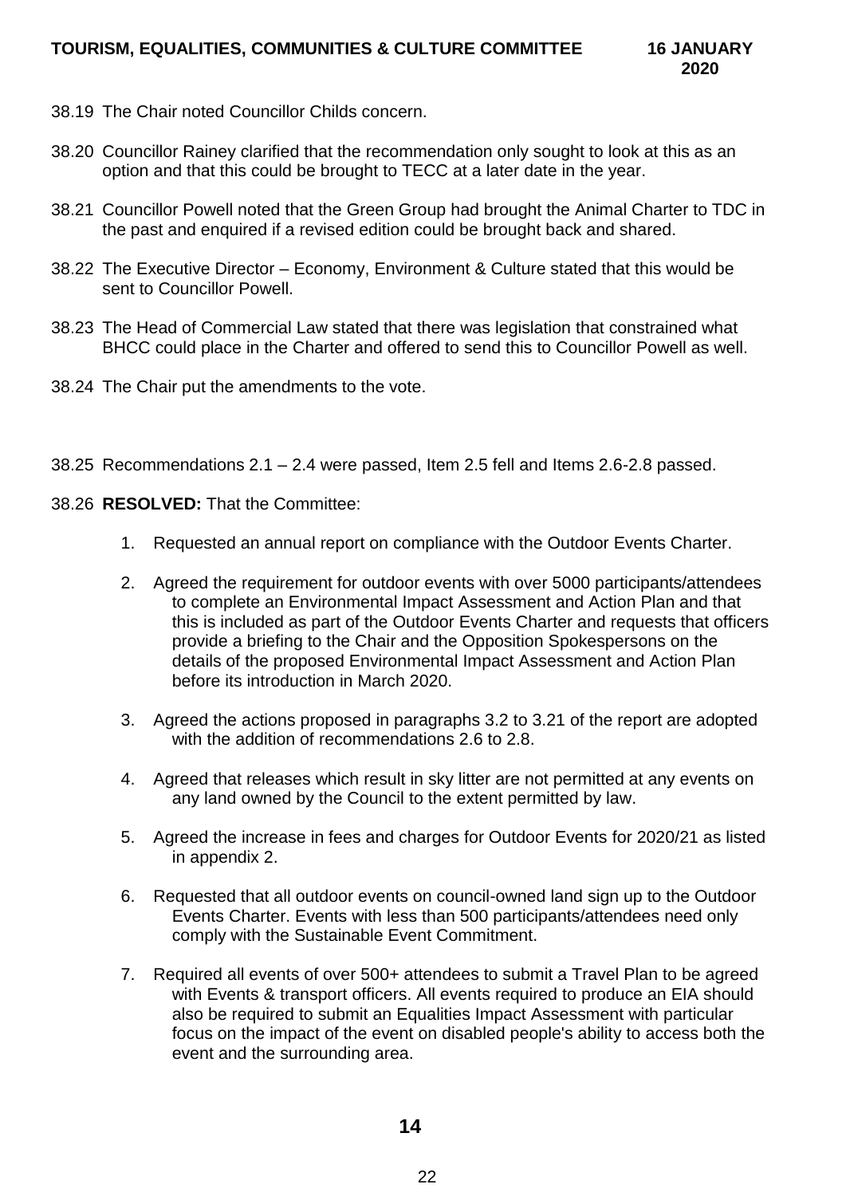38.19 The Chair noted Councillor Childs concern.

38.20 Councillor Rainey clarified that the recommendation only sought to look at this as an option and that this could be brought to TECC at a later date in the year.

38.21 Councillor Powell noted that the Green Group had brought the Animal Charter to TDC in the past and enquired if a revised edition could be brought back and shared.

38.22 The Executive Director – Economy, Environment & Culture stated that this would be sent to Councillor Powell.

38.23 The Head of Commercial Law stated that there was legislation that constrained what BHCC could place in the Charter and offered to send this to Councillor Powell as well.

38.24 The Chair put the amendments to the vote.

38.25 Recommendations 2.1 – 2.4 were passed, Item 2.5 fell and Items 2.6-2.8 passed.

38.26 **RESOLVED:** That the Committee:

1. Requested an annual report on compliance with the Outdoor Events Charter.

2. Agreed the requirement for outdoor events with over 5000 participants/attendees to complete an Environmental Impact Assessment and Action Plan and that this is included as part of the Outdoor Events Charter and requests that officers provide a briefing to the Chair and the Opposition Spokespersons on the details of the proposed Environmental Impact Assessment and Action Plan before its introduction in March 2020.

3. Agreed the actions proposed in paragraphs 3.2 to 3.21 of the report are adopted with the addition of recommendations 2.6 to 2.8.

4. Agreed that releases which result in sky litter are not permitted at any events on any land owned by the Council to the extent permitted by law.

5. Agreed the increase in fees and charges for Outdoor Events for 2020/21 as listed in appendix 2.

6. Requested that all outdoor events on council-owned land sign up to the Outdoor Events Charter. Events with less than 500 participants/attendees need only comply with the Sustainable Event Commitment.

7. Required all events of over 500+ attendees to submit a Travel Plan to be agreed with Events & transport officers. All events required to produce an EIA should also be required to submit an Equalities Impact Assessment with particular focus on the impact of the event on disabled people's ability to access both the event and the surrounding area.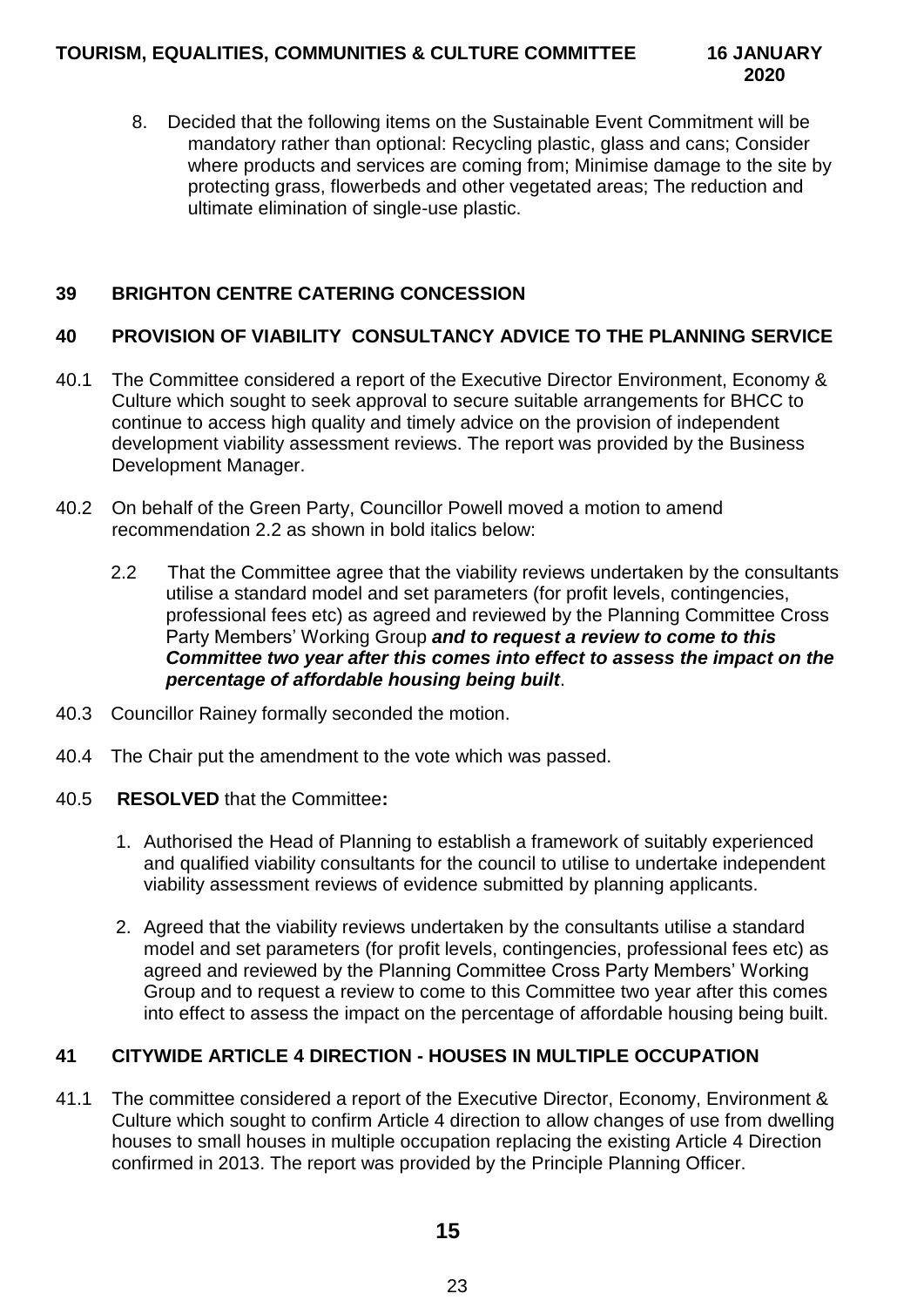8. Decided that the following items on the Sustainable Event Commitment will be mandatory rather than optional: Recycling plastic, glass and cans; Consider where products and services are coming from; Minimise damage to the site by protecting grass, flowerbeds and other vegetated areas; The reduction and ultimate elimination of single-use plastic.

## 39 BRIGHTON CENTRE CATERING CONCESSION

## 40 PROVISION OF VIABILITY CONSULTANCY ADVICE TO THE PLANNING SERVICE

40.1 The Committee considered a report of the Executive Director Environment, Economy & Culture which sought to seek approval to secure suitable arrangements for BHCC to continue to access high quality and timely advice on the provision of independent development viability assessment reviews. The report was provided by the Business Development Manager.

40.2 On behalf of the Green Party, Councillor Powell moved a motion to amend recommendation 2.2 as shown in bold italics below:

> 2.2 That the Committee agree that the viability reviews undertaken by the consultants utilise a standard model and set parameters (for profit levels, contingencies, professional fees etc) as agreed and reviewed by the Planning Committee Cross Party Members' Working Group ***and to request a review to come to this Committee two year after this comes into effect to assess the impact on the percentage of affordable housing being built***.

40.3 Councillor Rainey formally seconded the motion.

40.4 The Chair put the amendment to the vote which was passed.

40.5 **RESOLVED** that the Committee**:**

1. Authorised the Head of Planning to establish a framework of suitably experienced and qualified viability consultants for the council to utilise to undertake independent viability assessment reviews of evidence submitted by planning applicants.
2. Agreed that the viability reviews undertaken by the consultants utilise a standard model and set parameters (for profit levels, contingencies, professional fees etc) as agreed and reviewed by the Planning Committee Cross Party Members' Working Group and to request a review to come to this Committee two year after this comes into effect to assess the impact on the percentage of affordable housing being built.

## 41 CITYWIDE ARTICLE 4 DIRECTION - HOUSES IN MULTIPLE OCCUPATION

41.1 The committee considered a report of the Executive Director, Economy, Environment & Culture which sought to confirm Article 4 direction to allow changes of use from dwelling houses to small houses in multiple occupation replacing the existing Article 4 Direction confirmed in 2013. The report was provided by the Principle Planning Officer.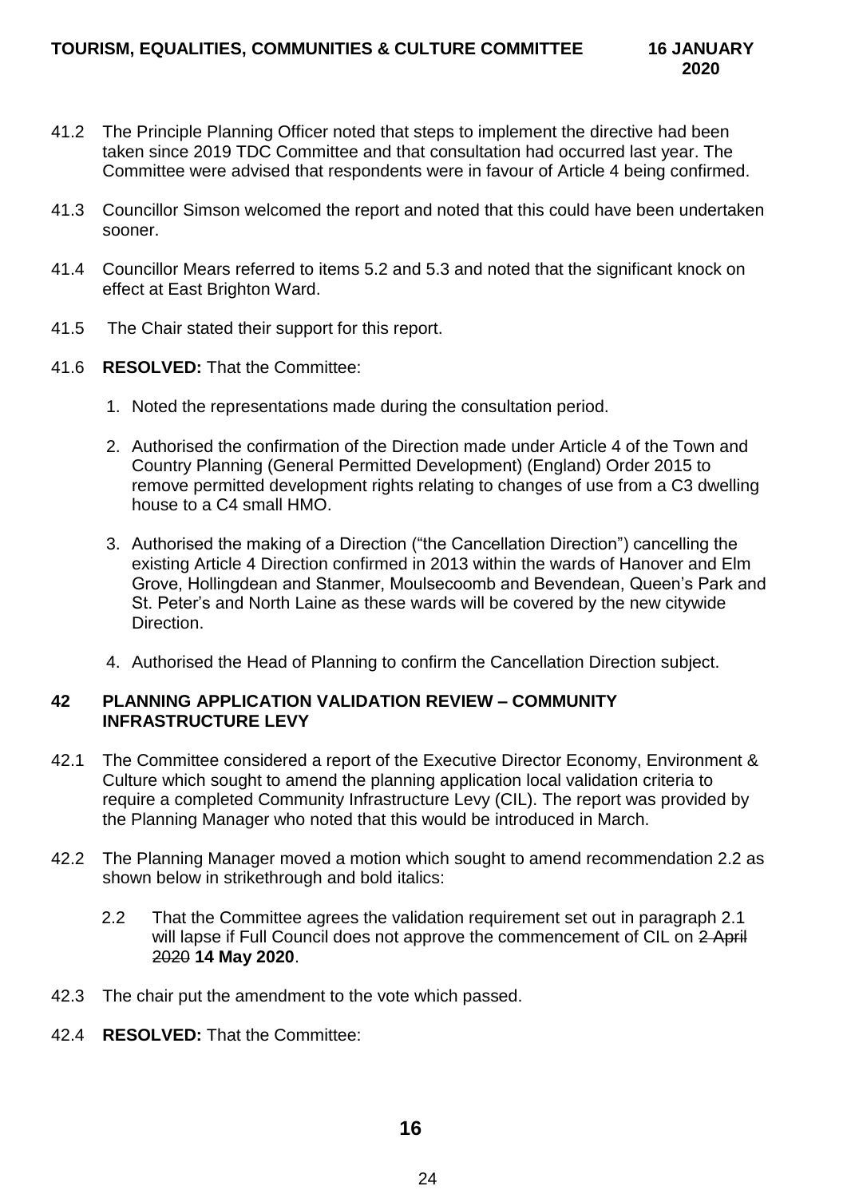41.2 The Principle Planning Officer noted that steps to implement the directive had been taken since 2019 TDC Committee and that consultation had occurred last year. The Committee were advised that respondents were in favour of Article 4 being confirmed.

41.3 Councillor Simson welcomed the report and noted that this could have been undertaken sooner.

41.4 Councillor Mears referred to items 5.2 and 5.3 and noted that the significant knock on effect at East Brighton Ward.

41.5 The Chair stated their support for this report.

41.6 **RESOLVED:** That the Committee:

1. Noted the representations made during the consultation period.

2. Authorised the confirmation of the Direction made under Article 4 of the Town and Country Planning (General Permitted Development) (England) Order 2015 to remove permitted development rights relating to changes of use from a C3 dwelling house to a C4 small HMO.

3. Authorised the making of a Direction ("the Cancellation Direction") cancelling the existing Article 4 Direction confirmed in 2013 within the wards of Hanover and Elm Grove, Hollingdean and Stanmer, Moulsecoomb and Bevendean, Queen's Park and St. Peter's and North Laine as these wards will be covered by the new citywide Direction.

4. Authorised the Head of Planning to confirm the Cancellation Direction subject.

## 42 PLANNING APPLICATION VALIDATION REVIEW – COMMUNITY INFRASTRUCTURE LEVY

42.1 The Committee considered a report of the Executive Director Economy, Environment & Culture which sought to amend the planning application local validation criteria to require a completed Community Infrastructure Levy (CIL). The report was provided by the Planning Manager who noted that this would be introduced in March.

42.2 The Planning Manager moved a motion which sought to amend recommendation 2.2 as shown below in strikethrough and bold italics:

> 2.2 That the Committee agrees the validation requirement set out in paragraph 2.1 will lapse if Full Council does not approve the commencement of CIL on ~~2 April 2020~~ **14 May 2020**.

42.3 The chair put the amendment to the vote which passed.

42.4 **RESOLVED:** That the Committee: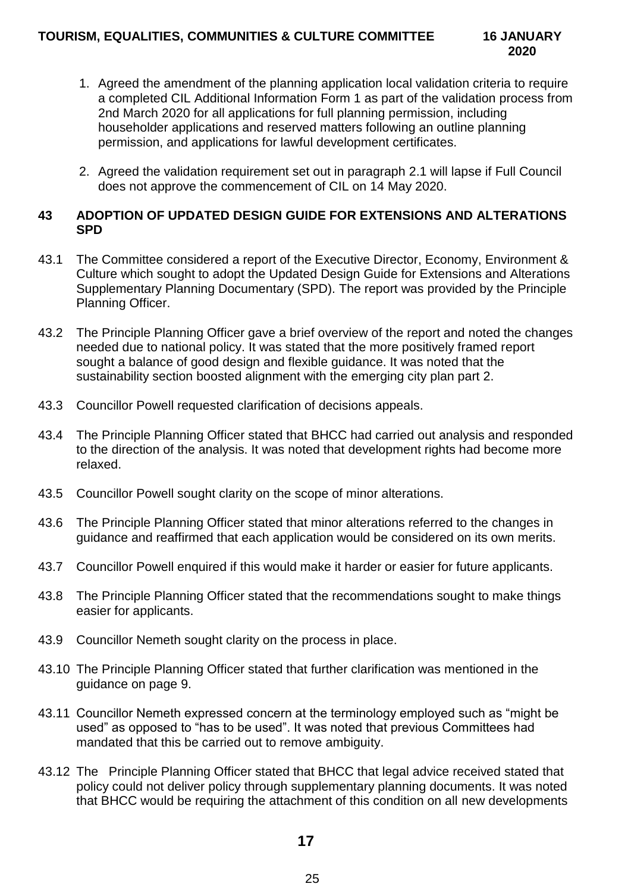1. Agreed the amendment of the planning application local validation criteria to require a completed CIL Additional Information Form 1 as part of the validation process from 2nd March 2020 for all applications for full planning permission, including householder applications and reserved matters following an outline planning permission, and applications for lawful development certificates.

2. Agreed the validation requirement set out in paragraph 2.1 will lapse if Full Council does not approve the commencement of CIL on 14 May 2020.

## 43 ADOPTION OF UPDATED DESIGN GUIDE FOR EXTENSIONS AND ALTERATIONS SPD

43.1 The Committee considered a report of the Executive Director, Economy, Environment & Culture which sought to adopt the Updated Design Guide for Extensions and Alterations Supplementary Planning Documentary (SPD). The report was provided by the Principle Planning Officer.

43.2 The Principle Planning Officer gave a brief overview of the report and noted the changes needed due to national policy. It was stated that the more positively framed report sought a balance of good design and flexible guidance. It was noted that the sustainability section boosted alignment with the emerging city plan part 2.

43.3 Councillor Powell requested clarification of decisions appeals.

43.4 The Principle Planning Officer stated that BHCC had carried out analysis and responded to the direction of the analysis. It was noted that development rights had become more relaxed.

43.5 Councillor Powell sought clarity on the scope of minor alterations.

43.6 The Principle Planning Officer stated that minor alterations referred to the changes in guidance and reaffirmed that each application would be considered on its own merits.

43.7 Councillor Powell enquired if this would make it harder or easier for future applicants.

43.8 The Principle Planning Officer stated that the recommendations sought to make things easier for applicants.

43.9 Councillor Nemeth sought clarity on the process in place.

43.10 The Principle Planning Officer stated that further clarification was mentioned in the guidance on page 9.

43.11 Councillor Nemeth expressed concern at the terminology employed such as "might be used" as opposed to "has to be used". It was noted that previous Committees had mandated that this be carried out to remove ambiguity.

43.12 The Principle Planning Officer stated that BHCC that legal advice received stated that policy could not deliver policy through supplementary planning documents. It was noted that BHCC would be requiring the attachment of this condition on all new developments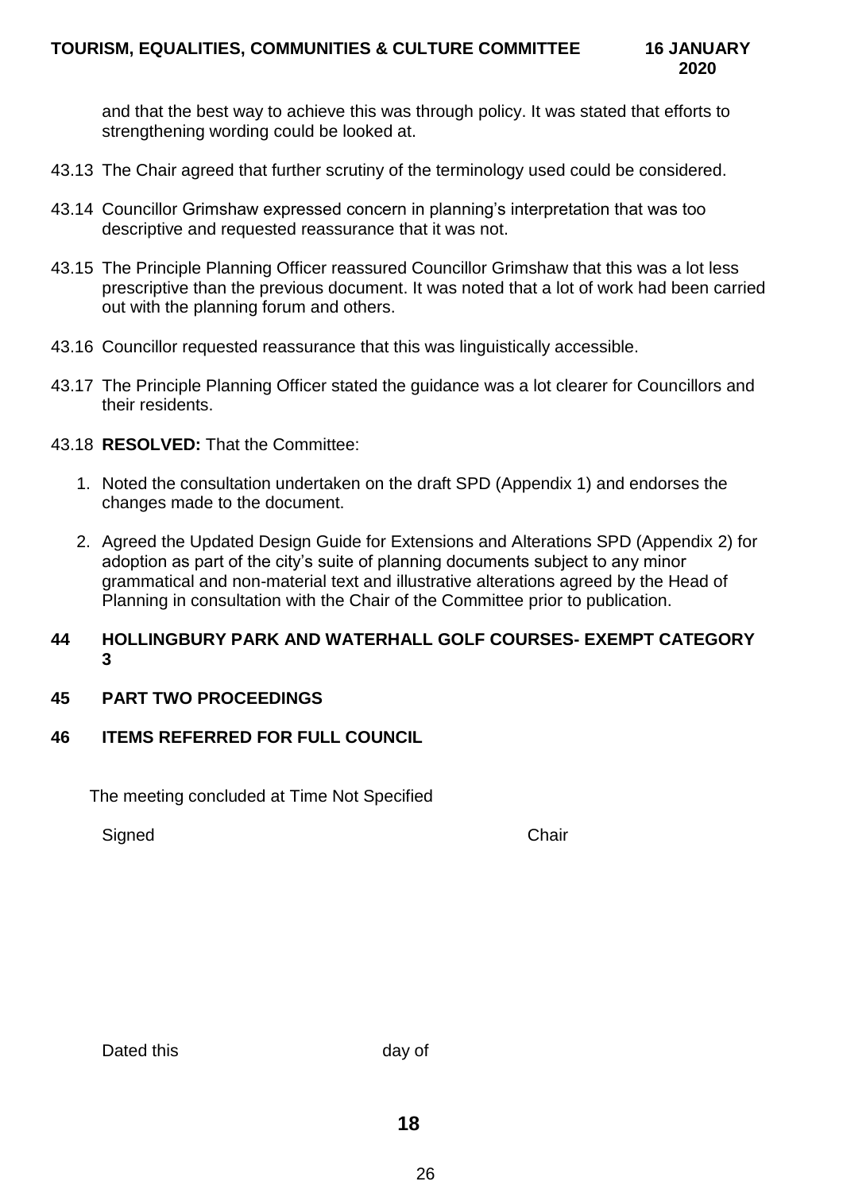and that the best way to achieve this was through policy. It was stated that efforts to strengthening wording could be looked at.

43.13 The Chair agreed that further scrutiny of the terminology used could be considered.

43.14 Councillor Grimshaw expressed concern in planning's interpretation that was too descriptive and requested reassurance that it was not.

43.15 The Principle Planning Officer reassured Councillor Grimshaw that this was a lot less prescriptive than the previous document. It was noted that a lot of work had been carried out with the planning forum and others.

43.16 Councillor requested reassurance that this was linguistically accessible.

43.17 The Principle Planning Officer stated the guidance was a lot clearer for Councillors and their residents.

43.18 **RESOLVED:** That the Committee:

1. Noted the consultation undertaken on the draft SPD (Appendix 1) and endorses the changes made to the document.
2. Agreed the Updated Design Guide for Extensions and Alterations SPD (Appendix 2) for adoption as part of the city's suite of planning documents subject to any minor grammatical and non-material text and illustrative alterations agreed by the Head of Planning in consultation with the Chair of the Committee prior to publication.

## 44 HOLLINGBURY PARK AND WATERHALL GOLF COURSES- EXEMPT CATEGORY 3

## 45 PART TWO PROCEEDINGS

## 46 ITEMS REFERRED FOR FULL COUNCIL

The meeting concluded at Time Not Specified

Signed Chair

Dated this day of